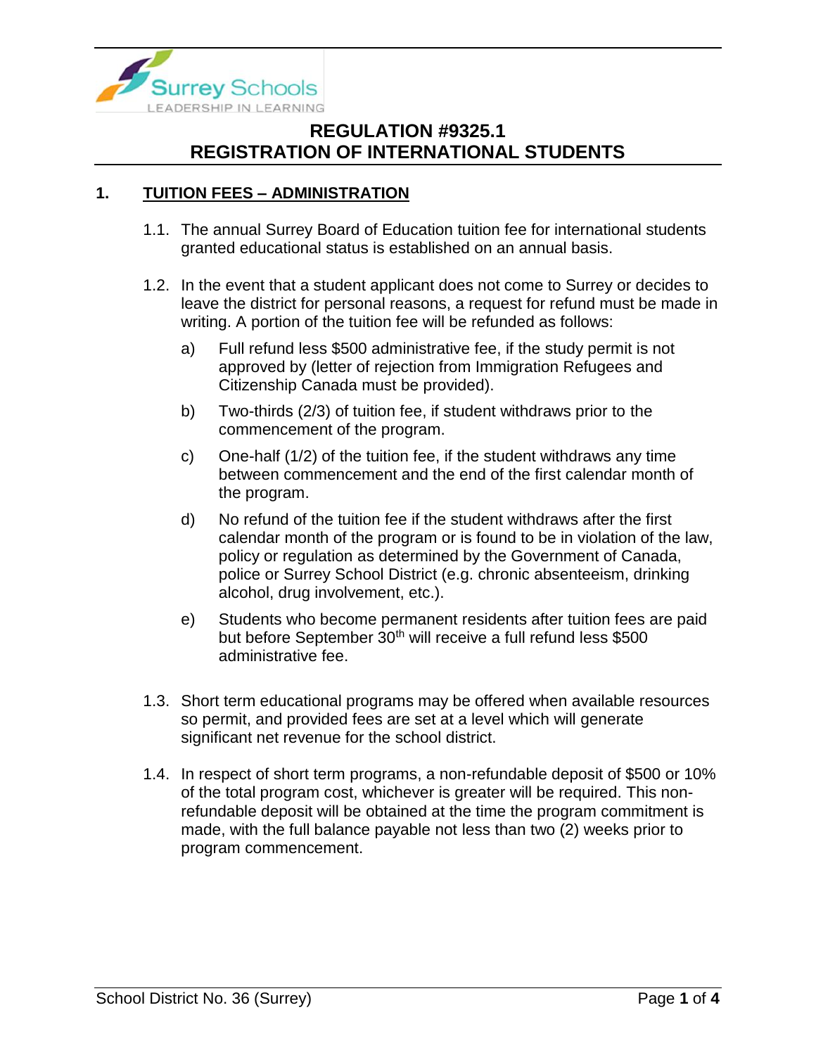# REGULATION #9325.1
# REGISTRATION OF INTERNATIONAL STUDENTS

## 1. TUITION FEES – ADMINISTRATION

1.1. The annual Surrey Board of Education tuition fee for international students granted educational status is established on an annual basis.

1.2. In the event that a student applicant does not come to Surrey or decides to leave the district for personal reasons, a request for refund must be made in writing. A portion of the tuition fee will be refunded as follows:

a) Full refund less $500 administrative fee, if the study permit is not approved by (letter of rejection from Immigration Refugees and Citizenship Canada must be provided).

b) Two-thirds (2/3) of tuition fee, if student withdraws prior to the commencement of the program.

c) One-half (1/2) of the tuition fee, if the student withdraws any time between commencement and the end of the first calendar month of the program.

d) No refund of the tuition fee if the student withdraws after the first calendar month of the program or is found to be in violation of the law, policy or regulation as determined by the Government of Canada, police or Surrey School District (e.g. chronic absenteeism, drinking alcohol, drug involvement, etc.).

e) Students who become permanent residents after tuition fees are paid but before September 30th will receive a full refund less $500 administrative fee.

1.3. Short term educational programs may be offered when available resources so permit, and provided fees are set at a level which will generate significant net revenue for the school district.

1.4. In respect of short term programs, a non-refundable deposit of $500 or 10% of the total program cost, whichever is greater will be required. This non-refundable deposit will be obtained at the time the program commitment is made, with the full balance payable not less than two (2) weeks prior to program commencement.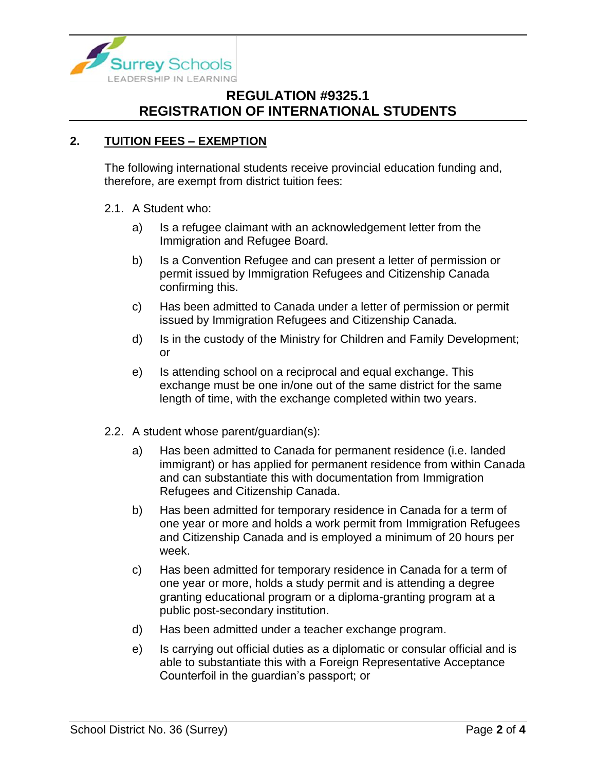## 2. TUITION FEES – EXEMPTION

The following international students receive provincial education funding and, therefore, are exempt from district tuition fees:

2.1. A Student who:

a) Is a refugee claimant with an acknowledgement letter from the Immigration and Refugee Board.

b) Is a Convention Refugee and can present a letter of permission or permit issued by Immigration Refugees and Citizenship Canada confirming this.

c) Has been admitted to Canada under a letter of permission or permit issued by Immigration Refugees and Citizenship Canada.

d) Is in the custody of the Ministry for Children and Family Development; or

e) Is attending school on a reciprocal and equal exchange. This exchange must be one in/one out of the same district for the same length of time, with the exchange completed within two years.

2.2. A student whose parent/guardian(s):

a) Has been admitted to Canada for permanent residence (i.e. landed immigrant) or has applied for permanent residence from within Canada and can substantiate this with documentation from Immigration Refugees and Citizenship Canada.

b) Has been admitted for temporary residence in Canada for a term of one year or more and holds a work permit from Immigration Refugees and Citizenship Canada and is employed a minimum of 20 hours per week.

c) Has been admitted for temporary residence in Canada for a term of one year or more, holds a study permit and is attending a degree granting educational program or a diploma-granting program at a public post-secondary institution.

d) Has been admitted under a teacher exchange program.

e) Is carrying out official duties as a diplomatic or consular official and is able to substantiate this with a Foreign Representative Acceptance Counterfoil in the guardian's passport; or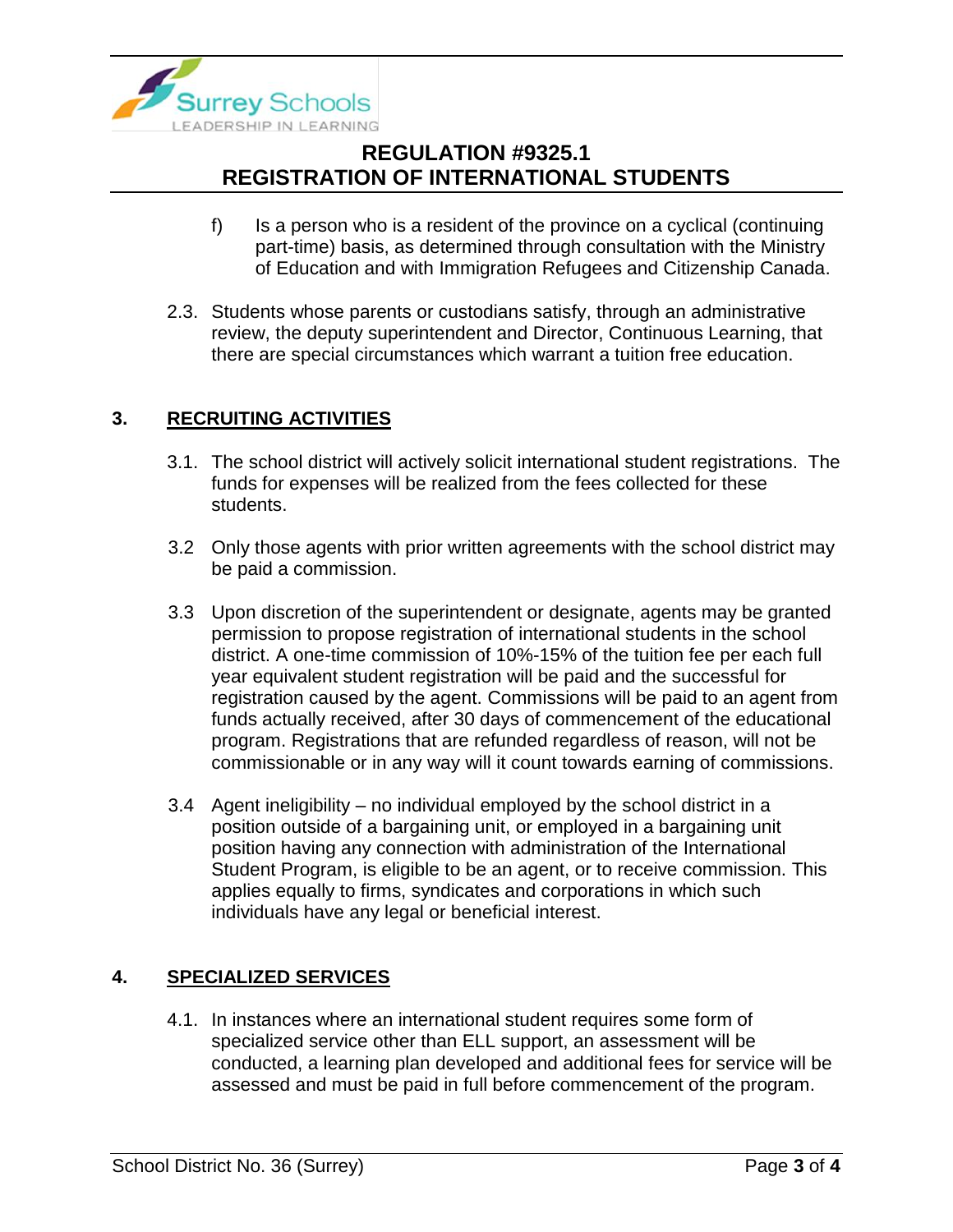f) Is a person who is a resident of the province on a cyclical (continuing part-time) basis, as determined through consultation with the Ministry of Education and with Immigration Refugees and Citizenship Canada.

2.3. Students whose parents or custodians satisfy, through an administrative review, the deputy superintendent and Director, Continuous Learning, that there are special circumstances which warrant a tuition free education.

## 3. RECRUITING ACTIVITIES

3.1. The school district will actively solicit international student registrations. The funds for expenses will be realized from the fees collected for these students.

3.2 Only those agents with prior written agreements with the school district may be paid a commission.

3.3 Upon discretion of the superintendent or designate, agents may be granted permission to propose registration of international students in the school district. A one-time commission of 10%-15% of the tuition fee per each full year equivalent student registration will be paid and the successful for registration caused by the agent. Commissions will be paid to an agent from funds actually received, after 30 days of commencement of the educational program. Registrations that are refunded regardless of reason, will not be commissionable or in any way will it count towards earning of commissions.

3.4 Agent ineligibility – no individual employed by the school district in a position outside of a bargaining unit, or employed in a bargaining unit position having any connection with administration of the International Student Program, is eligible to be an agent, or to receive commission. This applies equally to firms, syndicates and corporations in which such individuals have any legal or beneficial interest.

## 4. SPECIALIZED SERVICES

4.1. In instances where an international student requires some form of specialized service other than ELL support, an assessment will be conducted, a learning plan developed and additional fees for service will be assessed and must be paid in full before commencement of the program.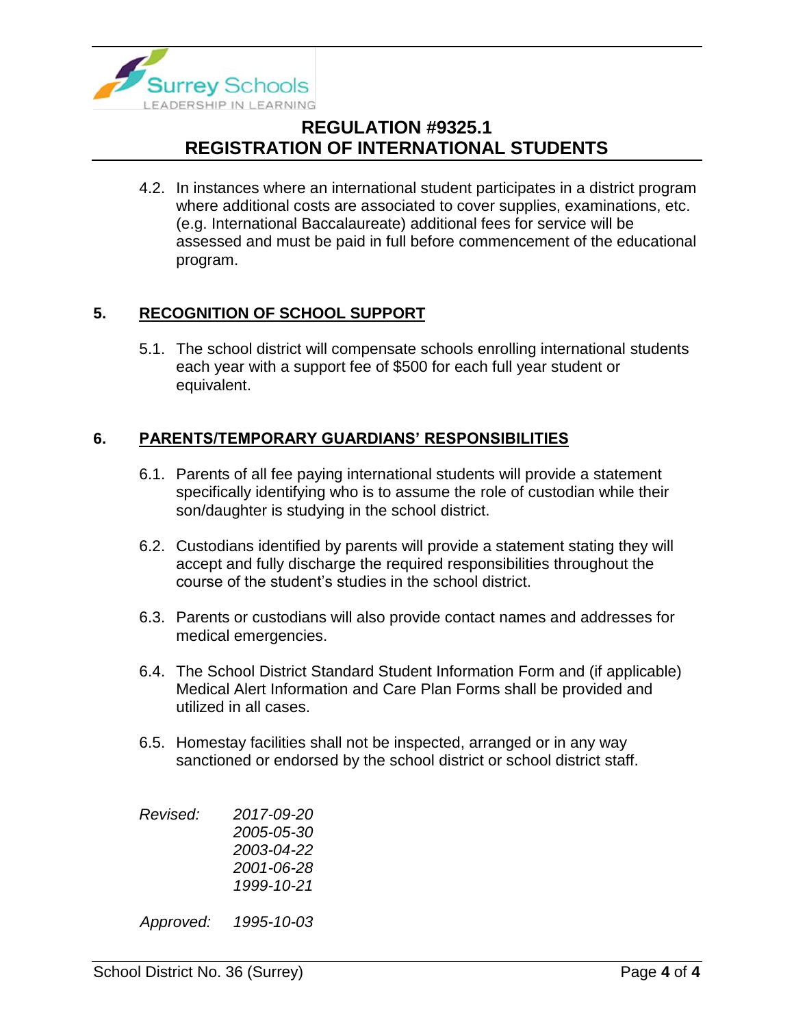4.2. In instances where an international student participates in a district program where additional costs are associated to cover supplies, examinations, etc. (e.g. International Baccalaureate) additional fees for service will be assessed and must be paid in full before commencement of the educational program.

## 5. RECOGNITION OF SCHOOL SUPPORT

5.1. The school district will compensate schools enrolling international students each year with a support fee of $500 for each full year student or equivalent.

## 6. PARENTS/TEMPORARY GUARDIANS' RESPONSIBILITIES

6.1. Parents of all fee paying international students will provide a statement specifically identifying who is to assume the role of custodian while their son/daughter is studying in the school district.

6.2. Custodians identified by parents will provide a statement stating they will accept and fully discharge the required responsibilities throughout the course of the student's studies in the school district.

6.3. Parents or custodians will also provide contact names and addresses for medical emergencies.

6.4. The School District Standard Student Information Form and (if applicable) Medical Alert Information and Care Plan Forms shall be provided and utilized in all cases.

6.5. Homestay facilities shall not be inspected, arranged or in any way sanctioned or endorsed by the school district or school district staff.

*Revised:* *2017-09-20*
*2005-05-30*
*2003-04-22*
*2001-06-28*
*1999-10-21*

*Approved:* *1995-10-03*